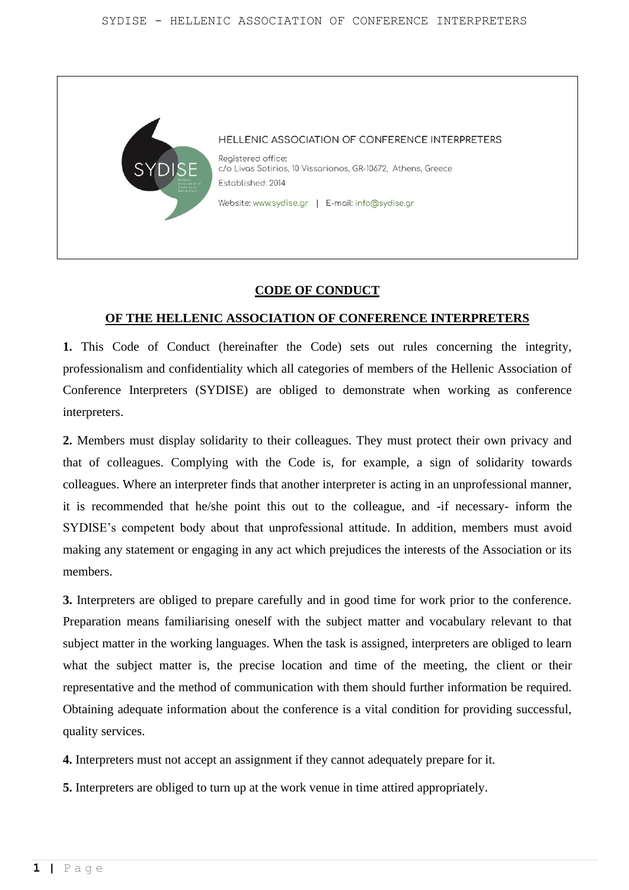HELLENIC ASSOCIATION OF CONFERENCE INTERPRETERS

Registered office:
c/o Livas Sotirios, 10 Vissarionos, GR-10672, Athens, Greece

Established: 2014

Website: www.sydise.gr | E-mail: info@sydise.gr

# CODE OF CONDUCT

## OF THE HELLENIC ASSOCIATION OF CONFERENCE INTERPRETERS

**1.** This Code of Conduct (hereinafter the Code) sets out rules concerning the integrity, professionalism and confidentiality which all categories of members of the Hellenic Association of Conference Interpreters (SYDISE) are obliged to demonstrate when working as conference interpreters.

**2.** Members must display solidarity to their colleagues. They must protect their own privacy and that of colleagues. Complying with the Code is, for example, a sign of solidarity towards colleagues. Where an interpreter finds that another interpreter is acting in an unprofessional manner, it is recommended that he/she point this out to the colleague, and -if necessary- inform the SYDISE's competent body about that unprofessional attitude. In addition, members must avoid making any statement or engaging in any act which prejudices the interests of the Association or its members.

**3.** Interpreters are obliged to prepare carefully and in good time for work prior to the conference. Preparation means familiarising oneself with the subject matter and vocabulary relevant to that subject matter in the working languages. When the task is assigned, interpreters are obliged to learn what the subject matter is, the precise location and time of the meeting, the client or their representative and the method of communication with them should further information be required. Obtaining adequate information about the conference is a vital condition for providing successful, quality services.

**4.** Interpreters must not accept an assignment if they cannot adequately prepare for it.

**5.** Interpreters are obliged to turn up at the work venue in time attired appropriately.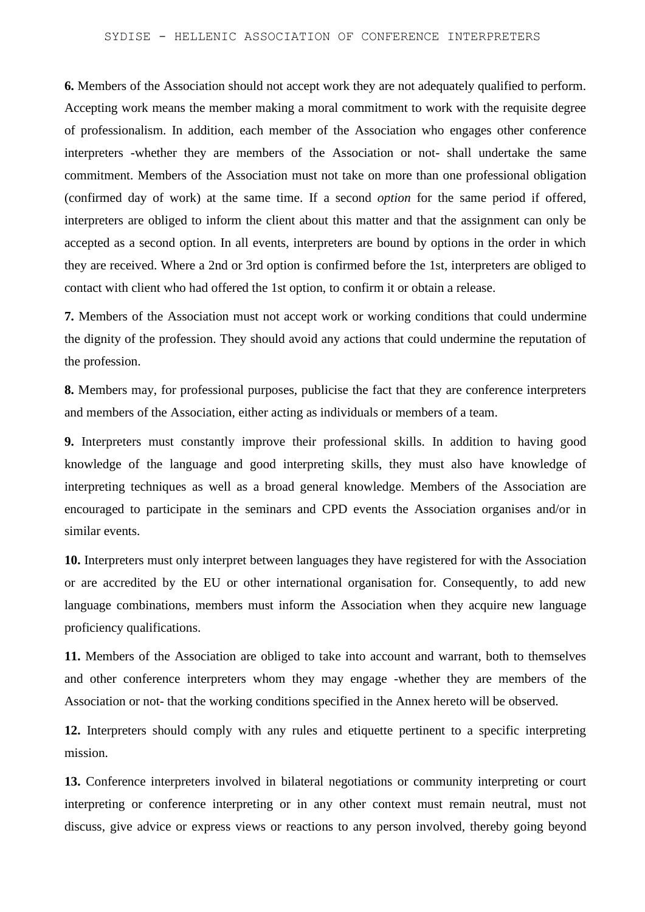**6.** Members of the Association should not accept work they are not adequately qualified to perform. Accepting work means the member making a moral commitment to work with the requisite degree of professionalism. In addition, each member of the Association who engages other conference interpreters -whether they are members of the Association or not- shall undertake the same commitment. Members of the Association must not take on more than one professional obligation (confirmed day of work) at the same time. If a second *option* for the same period if offered, interpreters are obliged to inform the client about this matter and that the assignment can only be accepted as a second option. In all events, interpreters are bound by options in the order in which they are received. Where a 2nd or 3rd option is confirmed before the 1st, interpreters are obliged to contact with client who had offered the 1st option, to confirm it or obtain a release.

**7.** Members of the Association must not accept work or working conditions that could undermine the dignity of the profession. They should avoid any actions that could undermine the reputation of the profession.

**8.** Members may, for professional purposes, publicise the fact that they are conference interpreters and members of the Association, either acting as individuals or members of a team.

**9.** Interpreters must constantly improve their professional skills. In addition to having good knowledge of the language and good interpreting skills, they must also have knowledge of interpreting techniques as well as a broad general knowledge. Members of the Association are encouraged to participate in the seminars and CPD events the Association organises and/or in similar events.

**10.** Interpreters must only interpret between languages they have registered for with the Association or are accredited by the EU or other international organisation for. Consequently, to add new language combinations, members must inform the Association when they acquire new language proficiency qualifications.

**11.** Members of the Association are obliged to take into account and warrant, both to themselves and other conference interpreters whom they may engage -whether they are members of the Association or not- that the working conditions specified in the Annex hereto will be observed.

**12.** Interpreters should comply with any rules and etiquette pertinent to a specific interpreting mission.

**13.** Conference interpreters involved in bilateral negotiations or community interpreting or court interpreting or conference interpreting or in any other context must remain neutral, must not discuss, give advice or express views or reactions to any person involved, thereby going beyond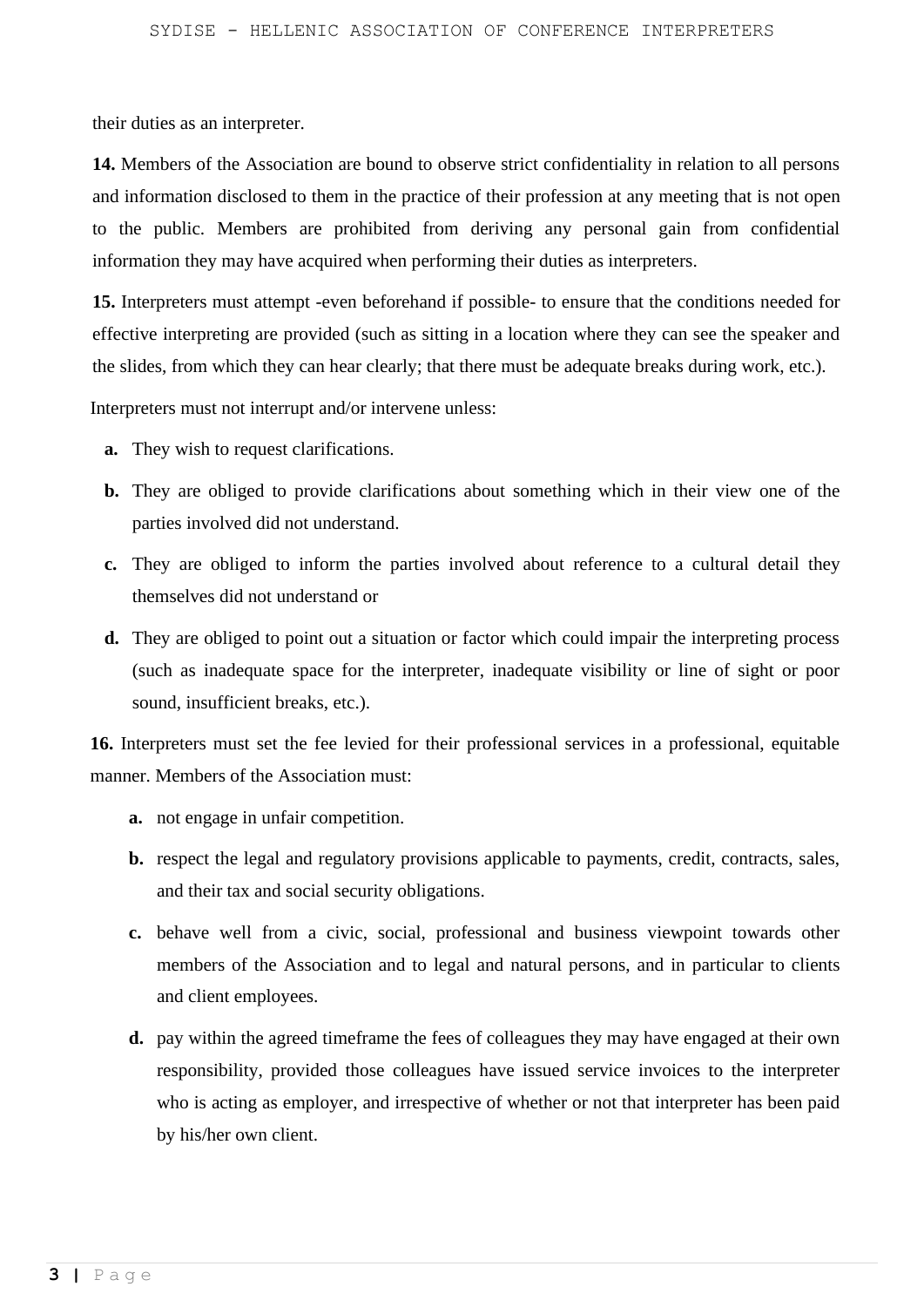their duties as an interpreter.

**14.** Members of the Association are bound to observe strict confidentiality in relation to all persons and information disclosed to them in the practice of their profession at any meeting that is not open to the public. Members are prohibited from deriving any personal gain from confidential information they may have acquired when performing their duties as interpreters.

**15.** Interpreters must attempt -even beforehand if possible- to ensure that the conditions needed for effective interpreting are provided (such as sitting in a location where they can see the speaker and the slides, from which they can hear clearly; that there must be adequate breaks during work, etc.).

Interpreters must not interrupt and/or intervene unless:

- **a.** They wish to request clarifications.
- **b.** They are obliged to provide clarifications about something which in their view one of the parties involved did not understand.
- **c.** They are obliged to inform the parties involved about reference to a cultural detail they themselves did not understand or
- **d.** They are obliged to point out a situation or factor which could impair the interpreting process (such as inadequate space for the interpreter, inadequate visibility or line of sight or poor sound, insufficient breaks, etc.).

**16.** Interpreters must set the fee levied for their professional services in a professional, equitable manner. Members of the Association must:

- **a.** not engage in unfair competition.
- **b.** respect the legal and regulatory provisions applicable to payments, credit, contracts, sales, and their tax and social security obligations.
- **c.** behave well from a civic, social, professional and business viewpoint towards other members of the Association and to legal and natural persons, and in particular to clients and client employees.
- **d.** pay within the agreed timeframe the fees of colleagues they may have engaged at their own responsibility, provided those colleagues have issued service invoices to the interpreter who is acting as employer, and irrespective of whether or not that interpreter has been paid by his/her own client.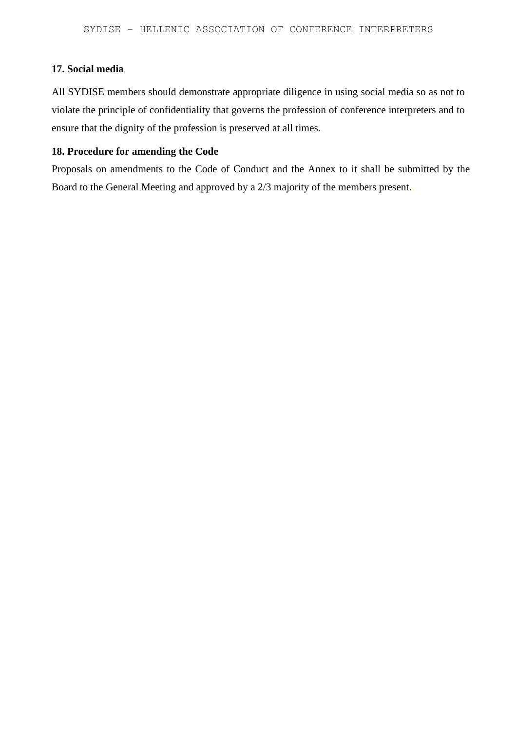### 17. Social media

All SYDISE members should demonstrate appropriate diligence in using social media so as not to violate the principle of confidentiality that governs the profession of conference interpreters and to ensure that the dignity of the profession is preserved at all times.

### 18. Procedure for amending the Code

Proposals on amendments to the Code of Conduct and the Annex to it shall be submitted by the Board to the General Meeting and approved by a 2/3 majority of the members present.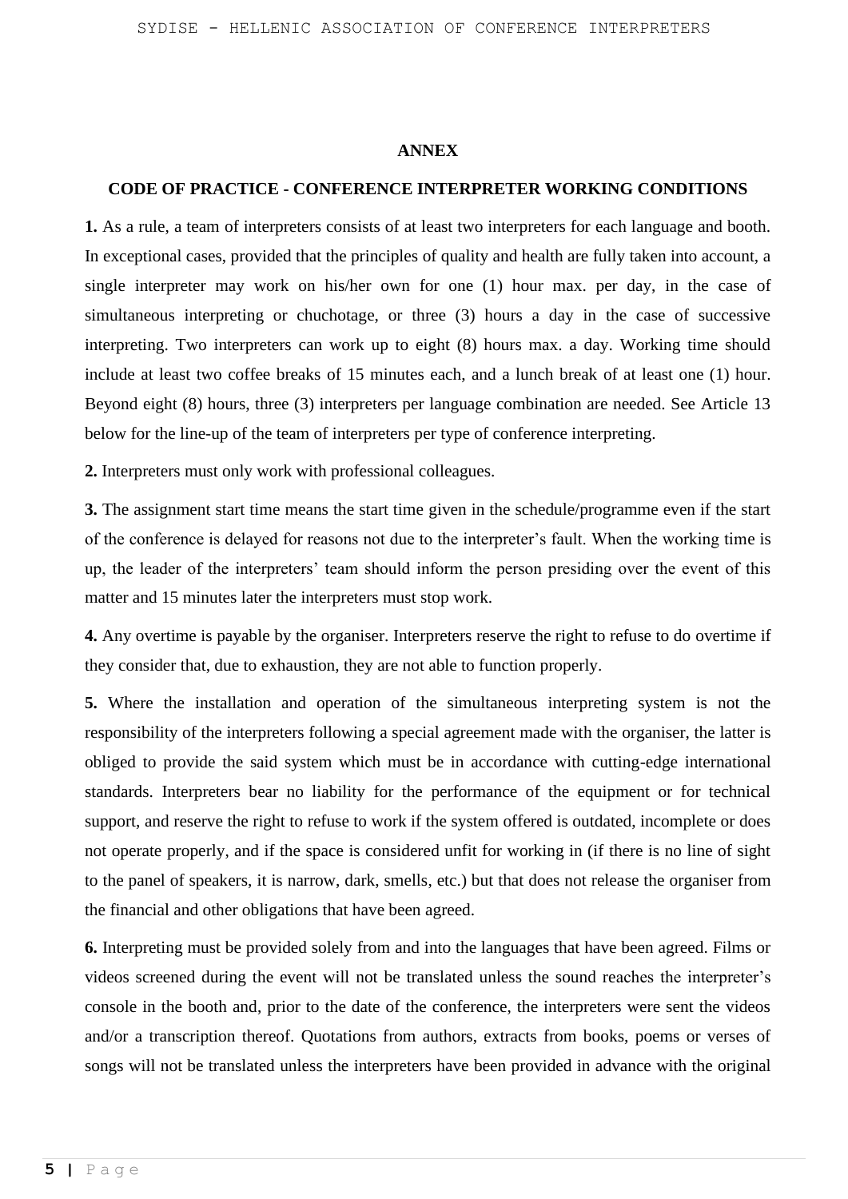## ANNEX

## CODE OF PRACTICE - CONFERENCE INTERPRETER WORKING CONDITIONS

**1.** As a rule, a team of interpreters consists of at least two interpreters for each language and booth. In exceptional cases, provided that the principles of quality and health are fully taken into account, a single interpreter may work on his/her own for one (1) hour max. per day, in the case of simultaneous interpreting or chuchotage, or three (3) hours a day in the case of successive interpreting. Two interpreters can work up to eight (8) hours max. a day. Working time should include at least two coffee breaks of 15 minutes each, and a lunch break of at least one (1) hour. Beyond eight (8) hours, three (3) interpreters per language combination are needed. See Article 13 below for the line-up of the team of interpreters per type of conference interpreting.

**2.** Interpreters must only work with professional colleagues.

**3.** The assignment start time means the start time given in the schedule/programme even if the start of the conference is delayed for reasons not due to the interpreter's fault. When the working time is up, the leader of the interpreters' team should inform the person presiding over the event of this matter and 15 minutes later the interpreters must stop work.

**4.** Any overtime is payable by the organiser. Interpreters reserve the right to refuse to do overtime if they consider that, due to exhaustion, they are not able to function properly.

**5.** Where the installation and operation of the simultaneous interpreting system is not the responsibility of the interpreters following a special agreement made with the organiser, the latter is obliged to provide the said system which must be in accordance with cutting-edge international standards. Interpreters bear no liability for the performance of the equipment or for technical support, and reserve the right to refuse to work if the system offered is outdated, incomplete or does not operate properly, and if the space is considered unfit for working in (if there is no line of sight to the panel of speakers, it is narrow, dark, smells, etc.) but that does not release the organiser from the financial and other obligations that have been agreed.

**6.** Interpreting must be provided solely from and into the languages that have been agreed. Films or videos screened during the event will not be translated unless the sound reaches the interpreter's console in the booth and, prior to the date of the conference, the interpreters were sent the videos and/or a transcription thereof. Quotations from authors, extracts from books, poems or verses of songs will not be translated unless the interpreters have been provided in advance with the original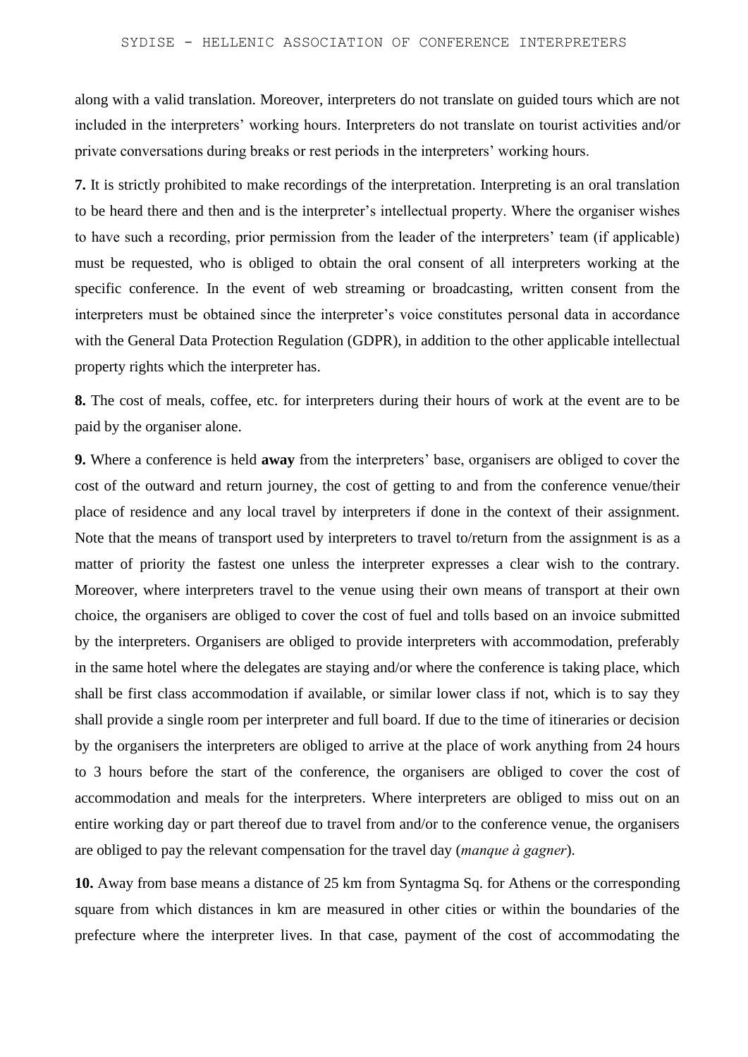along with a valid translation. Moreover, interpreters do not translate on guided tours which are not included in the interpreters' working hours. Interpreters do not translate on tourist activities and/or private conversations during breaks or rest periods in the interpreters' working hours.

**7.** It is strictly prohibited to make recordings of the interpretation. Interpreting is an oral translation to be heard there and then and is the interpreter's intellectual property. Where the organiser wishes to have such a recording, prior permission from the leader of the interpreters' team (if applicable) must be requested, who is obliged to obtain the oral consent of all interpreters working at the specific conference. In the event of web streaming or broadcasting, written consent from the interpreters must be obtained since the interpreter's voice constitutes personal data in accordance with the General Data Protection Regulation (GDPR), in addition to the other applicable intellectual property rights which the interpreter has.

**8.** The cost of meals, coffee, etc. for interpreters during their hours of work at the event are to be paid by the organiser alone.

**9.** Where a conference is held **away** from the interpreters' base, organisers are obliged to cover the cost of the outward and return journey, the cost of getting to and from the conference venue/their place of residence and any local travel by interpreters if done in the context of their assignment. Note that the means of transport used by interpreters to travel to/return from the assignment is as a matter of priority the fastest one unless the interpreter expresses a clear wish to the contrary. Moreover, where interpreters travel to the venue using their own means of transport at their own choice, the organisers are obliged to cover the cost of fuel and tolls based on an invoice submitted by the interpreters. Organisers are obliged to provide interpreters with accommodation, preferably in the same hotel where the delegates are staying and/or where the conference is taking place, which shall be first class accommodation if available, or similar lower class if not, which is to say they shall provide a single room per interpreter and full board. If due to the time of itineraries or decision by the organisers the interpreters are obliged to arrive at the place of work anything from 24 hours to 3 hours before the start of the conference, the organisers are obliged to cover the cost of accommodation and meals for the interpreters. Where interpreters are obliged to miss out on an entire working day or part thereof due to travel from and/or to the conference venue, the organisers are obliged to pay the relevant compensation for the travel day (*manque à gagner*).

**10.** Away from base means a distance of 25 km from Syntagma Sq. for Athens or the corresponding square from which distances in km are measured in other cities or within the boundaries of the prefecture where the interpreter lives. In that case, payment of the cost of accommodating the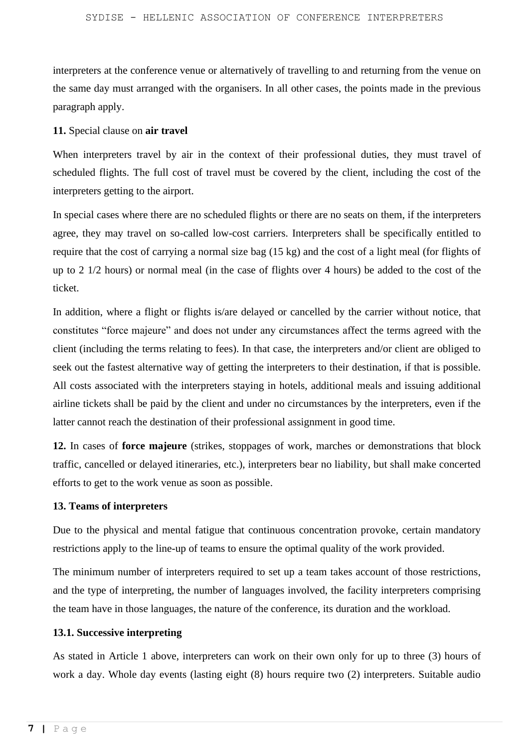interpreters at the conference venue or alternatively of travelling to and returning from the venue on the same day must arranged with the organisers. In all other cases, the points made in the previous paragraph apply.

**11.** Special clause on **air travel**

When interpreters travel by air in the context of their professional duties, they must travel of scheduled flights. The full cost of travel must be covered by the client, including the cost of the interpreters getting to the airport.

In special cases where there are no scheduled flights or there are no seats on them, if the interpreters agree, they may travel on so-called low-cost carriers. Interpreters shall be specifically entitled to require that the cost of carrying a normal size bag (15 kg) and the cost of a light meal (for flights of up to 2 1/2 hours) or normal meal (in the case of flights over 4 hours) be added to the cost of the ticket.

In addition, where a flight or flights is/are delayed or cancelled by the carrier without notice, that constitutes "force majeure" and does not under any circumstances affect the terms agreed with the client (including the terms relating to fees). In that case, the interpreters and/or client are obliged to seek out the fastest alternative way of getting the interpreters to their destination, if that is possible. All costs associated with the interpreters staying in hotels, additional meals and issuing additional airline tickets shall be paid by the client and under no circumstances by the interpreters, even if the latter cannot reach the destination of their professional assignment in good time.

**12.** In cases of **force majeure** (strikes, stoppages of work, marches or demonstrations that block traffic, cancelled or delayed itineraries, etc.), interpreters bear no liability, but shall make concerted efforts to get to the work venue as soon as possible.

**13. Teams of interpreters**

Due to the physical and mental fatigue that continuous concentration provoke, certain mandatory restrictions apply to the line-up of teams to ensure the optimal quality of the work provided.

The minimum number of interpreters required to set up a team takes account of those restrictions, and the type of interpreting, the number of languages involved, the facility interpreters comprising the team have in those languages, the nature of the conference, its duration and the workload.

**13.1. Successive interpreting**

As stated in Article 1 above, interpreters can work on their own only for up to three (3) hours of work a day. Whole day events (lasting eight (8) hours require two (2) interpreters. Suitable audio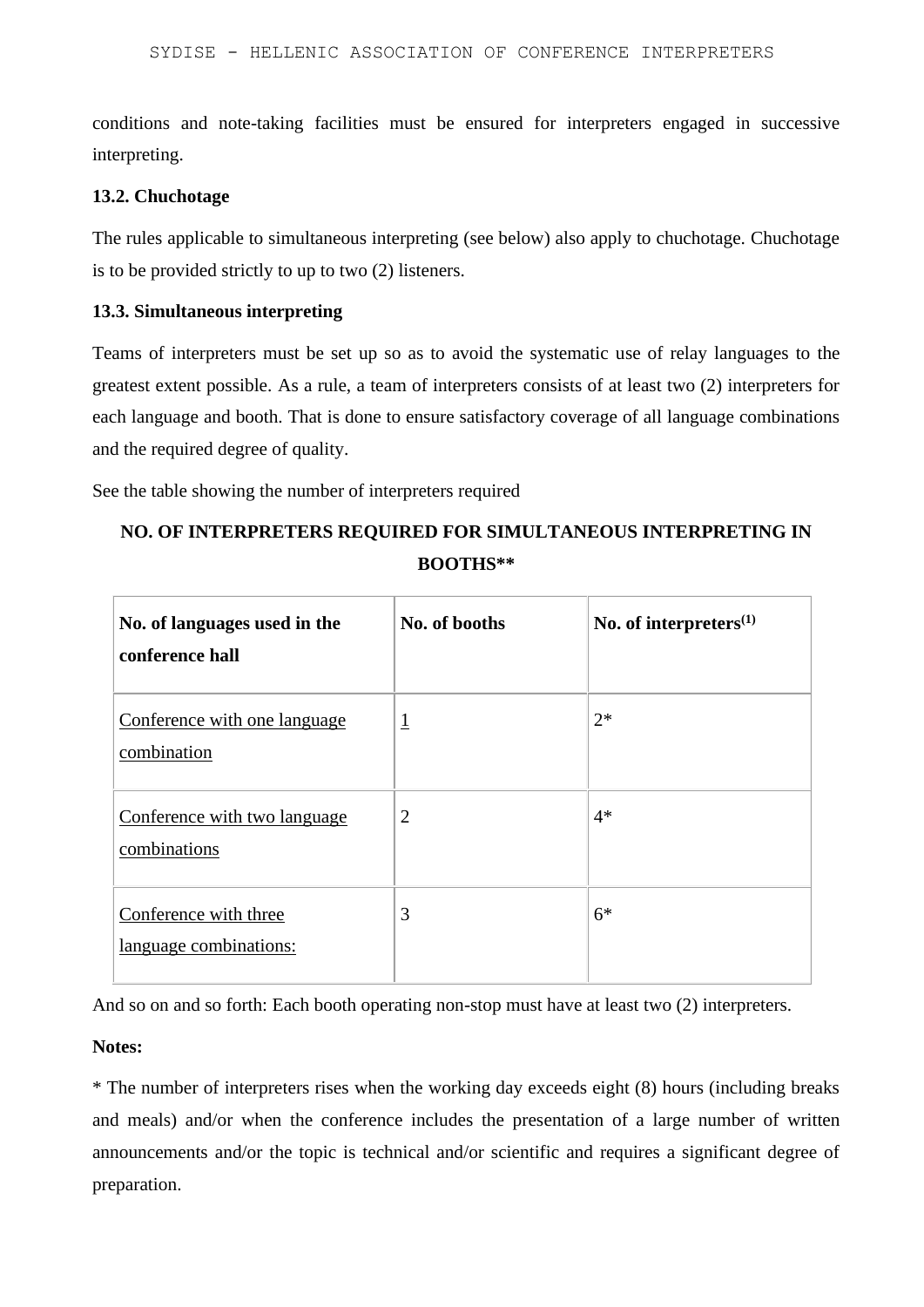conditions and note-taking facilities must be ensured for interpreters engaged in successive interpreting.

**13.2. Chuchotage**

The rules applicable to simultaneous interpreting (see below) also apply to chuchotage. Chuchotage is to be provided strictly to up to two (2) listeners.

**13.3. Simultaneous interpreting**

Teams of interpreters must be set up so as to avoid the systematic use of relay languages to the greatest extent possible. As a rule, a team of interpreters consists of at least two (2) interpreters for each language and booth. That is done to ensure satisfactory coverage of all language combinations and the required degree of quality.

See the table showing the number of interpreters required

**NO. OF INTERPRETERS REQUIRED FOR SIMULTANEOUS INTERPRETING IN BOOTHS****

| No. of languages used in the conference hall | No. of booths | No. of interpreters(1) |
|---|---|---|
| Conference with one language combination | 1 | 2* |
| Conference with two language combinations | 2 | 4* |
| Conference with three language combinations: | 3 | 6* |

And so on and so forth: Each booth operating non-stop must have at least two (2) interpreters.

**Notes:**

* The number of interpreters rises when the working day exceeds eight (8) hours (including breaks and meals) and/or when the conference includes the presentation of a large number of written announcements and/or the topic is technical and/or scientific and requires a significant degree of preparation.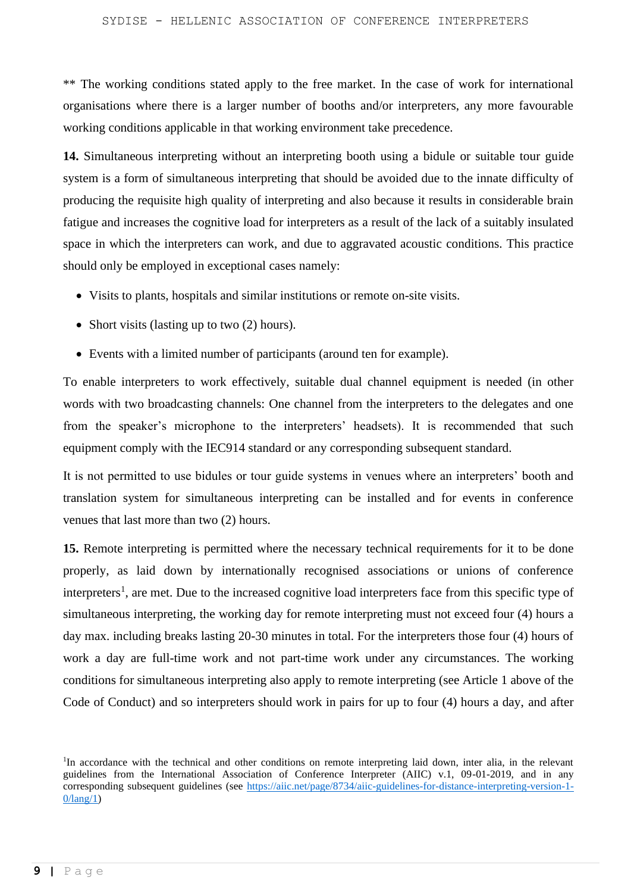** The working conditions stated apply to the free market. In the case of work for international organisations where there is a larger number of booths and/or interpreters, any more favourable working conditions applicable in that working environment take precedence.

**14.** Simultaneous interpreting without an interpreting booth using a bidule or suitable tour guide system is a form of simultaneous interpreting that should be avoided due to the innate difficulty of producing the requisite high quality of interpreting and also because it results in considerable brain fatigue and increases the cognitive load for interpreters as a result of the lack of a suitably insulated space in which the interpreters can work, and due to aggravated acoustic conditions. This practice should only be employed in exceptional cases namely:

- Visits to plants, hospitals and similar institutions or remote on-site visits.
- Short visits (lasting up to two (2) hours).
- Events with a limited number of participants (around ten for example).

To enable interpreters to work effectively, suitable dual channel equipment is needed (in other words with two broadcasting channels: One channel from the interpreters to the delegates and one from the speaker's microphone to the interpreters' headsets). It is recommended that such equipment comply with the IEC914 standard or any corresponding subsequent standard.

It is not permitted to use bidules or tour guide systems in venues where an interpreters' booth and translation system for simultaneous interpreting can be installed and for events in conference venues that last more than two (2) hours.

**15.** Remote interpreting is permitted where the necessary technical requirements for it to be done properly, as laid down by internationally recognised associations or unions of conference interpreters[1], are met. Due to the increased cognitive load interpreters face from this specific type of simultaneous interpreting, the working day for remote interpreting must not exceed four (4) hours a day max. including breaks lasting 20-30 minutes in total. For the interpreters those four (4) hours of work a day are full-time work and not part-time work under any circumstances. The working conditions for simultaneous interpreting also apply to remote interpreting (see Article 1 above of the Code of Conduct) and so interpreters should work in pairs for up to four (4) hours a day, and after

[1] In accordance with the technical and other conditions on remote interpreting laid down, inter alia, in the relevant guidelines from the International Association of Conference Interpreter (AIIC) v.1, 09-01-2019, and in any corresponding subsequent guidelines (see https://aiic.net/page/8734/aiic-guidelines-for-distance-interpreting-version-1-0/lang/1)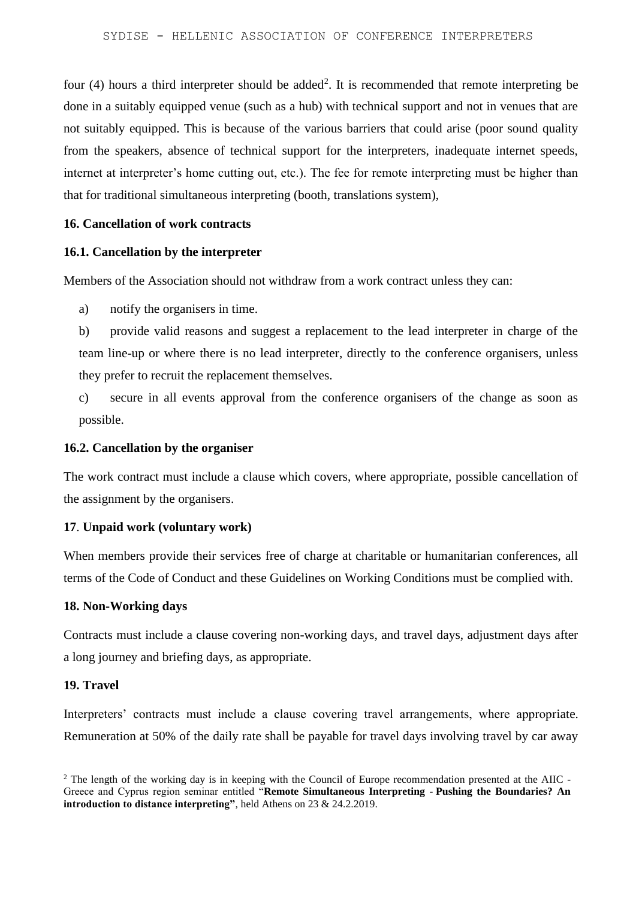four (4) hours a third interpreter should be added[2]. It is recommended that remote interpreting be done in a suitably equipped venue (such as a hub) with technical support and not in venues that are not suitably equipped. This is because of the various barriers that could arise (poor sound quality from the speakers, absence of technical support for the interpreters, inadequate internet speeds, internet at interpreter's home cutting out, etc.). The fee for remote interpreting must be higher than that for traditional simultaneous interpreting (booth, translations system),

**16. Cancellation of work contracts**

**16.1. Cancellation by the interpreter**

Members of the Association should not withdraw from a work contract unless they can:

a) notify the organisers in time.

b) provide valid reasons and suggest a replacement to the lead interpreter in charge of the team line-up or where there is no lead interpreter, directly to the conference organisers, unless they prefer to recruit the replacement themselves.

c) secure in all events approval from the conference organisers of the change as soon as possible.

**16.2. Cancellation by the organiser**

The work contract must include a clause which covers, where appropriate, possible cancellation of the assignment by the organisers.

**17**. **Unpaid work (voluntary work)**

When members provide their services free of charge at charitable or humanitarian conferences, all terms of the Code of Conduct and these Guidelines on Working Conditions must be complied with.

**18. Non-Working days**

Contracts must include a clause covering non-working days, and travel days, adjustment days after a long journey and briefing days, as appropriate.

**19. Travel**

Interpreters' contracts must include a clause covering travel arrangements, where appropriate. Remuneration at 50% of the daily rate shall be payable for travel days involving travel by car away

[2] The length of the working day is in keeping with the Council of Europe recommendation presented at the AIIC - Greece and Cyprus region seminar entitled "**Remote Simultaneous Interpreting - Pushing the Boundaries? An introduction to distance interpreting"**, held Athens on 23 & 24.2.2019.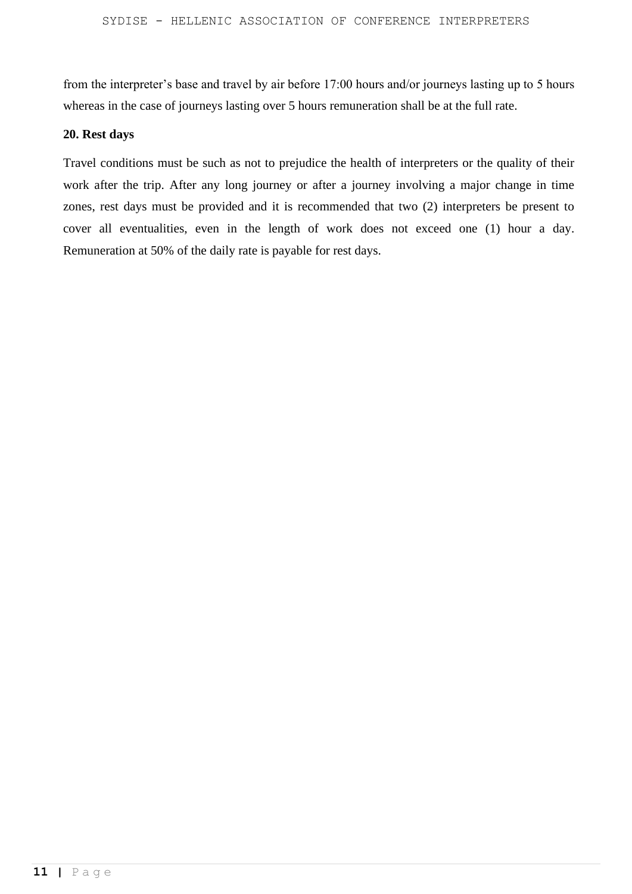from the interpreter's base and travel by air before 17:00 hours and/or journeys lasting up to 5 hours whereas in the case of journeys lasting over 5 hours remuneration shall be at the full rate.

**20. Rest days**

Travel conditions must be such as not to prejudice the health of interpreters or the quality of their work after the trip. After any long journey or after a journey involving a major change in time zones, rest days must be provided and it is recommended that two (2) interpreters be present to cover all eventualities, even in the length of work does not exceed one (1) hour a day. Remuneration at 50% of the daily rate is payable for rest days.